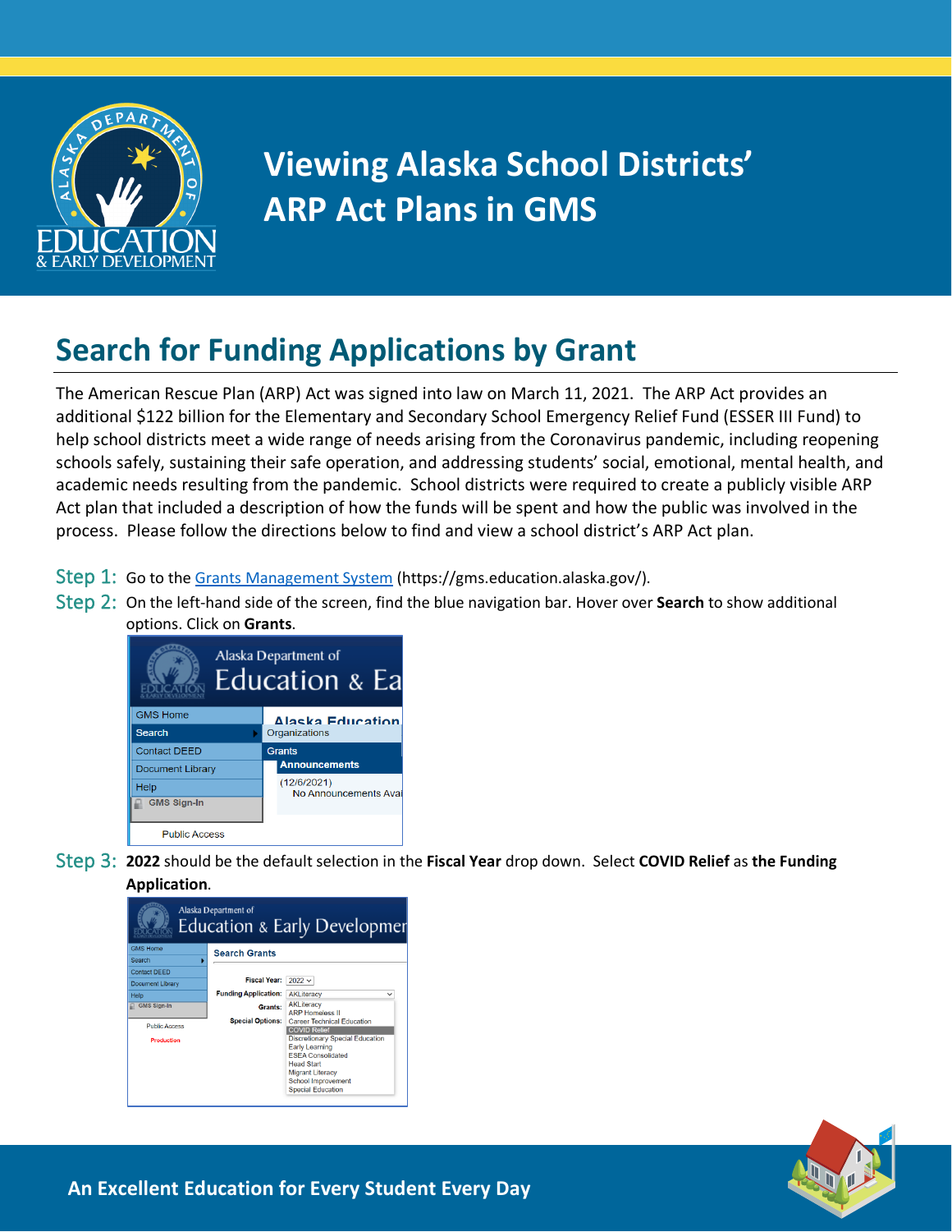# Viewing Alaska School Districts' ARP Act Plans in GMS

## Search for Funding Applications by Grant

The American Rescue Plan (ARP) Act was signed into law on March 11, 2021. The ARP Act provides an additional $122 billion for the Elementary and Secondary School Emergency Relief Fund (ESSER III Fund) to help school districts meet a wide range of needs arising from the Coronavirus pandemic, including reopening schools safely, sustaining their safe operation, and addressing students' social, emotional, mental health, and academic needs resulting from the pandemic. School districts were required to create a publicly visible ARP Act plan that included a description of how the funds will be spent and how the public was involved in the process. Please follow the directions below to find and view a school district's ARP Act plan.

Step 1: Go to the Grants Management System (https://gms.education.alaska.gov/).

Step 2: On the left-hand side of the screen, find the blue navigation bar. Hover over **Search** to show additional options. Click on **Grants**.

Step 3: **2022** should be the default selection in the **Fiscal Year** drop down. Select **COVID Relief** as **the Funding Application**.

An Excellent Education for Every Student Every Day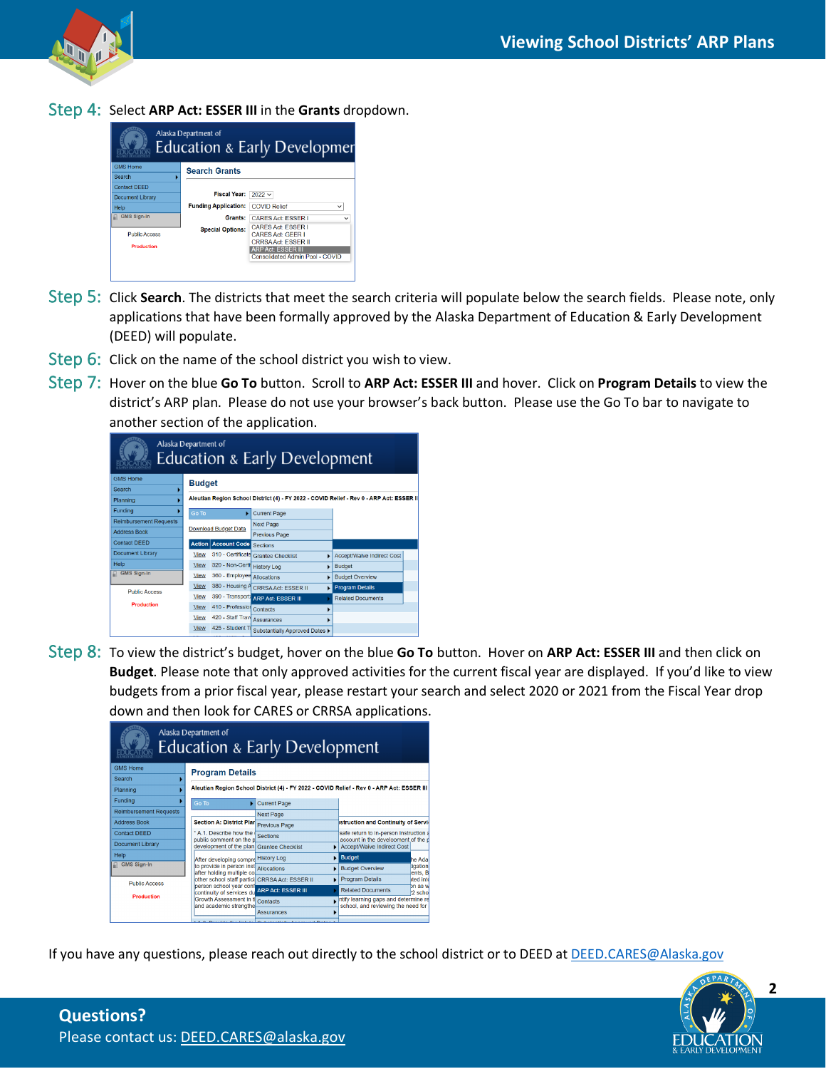**Step 4:** Select **ARP Act: ESSER III** in the **Grants** dropdown.

**Step 5:** Click **Search**. The districts that meet the search criteria will populate below the search fields. Please note, only applications that have been formally approved by the Alaska Department of Education & Early Development (DEED) will populate.

**Step 6:** Click on the name of the school district you wish to view.

**Step 7:** Hover on the blue **Go To** button. Scroll to **ARP Act: ESSER III** and hover. Click on **Program Details** to view the district's ARP plan. Please do not use your browser's back button. Please use the Go To bar to navigate to another section of the application.

**Step 8:** To view the district's budget, hover on the blue **Go To** button. Hover on **ARP Act: ESSER III** and then click on **Budget**. Please note that only approved activities for the current fiscal year are displayed. If you'd like to view budgets from a prior fiscal year, please restart your search and select 2020 or 2021 from the Fiscal Year drop down and then look for CARES or CRRSA applications.

If you have any questions, please reach out directly to the school district or to DEED at DEED.CARES@Alaska.gov

**Questions?**
Please contact us: DEED.CARES@alaska.gov